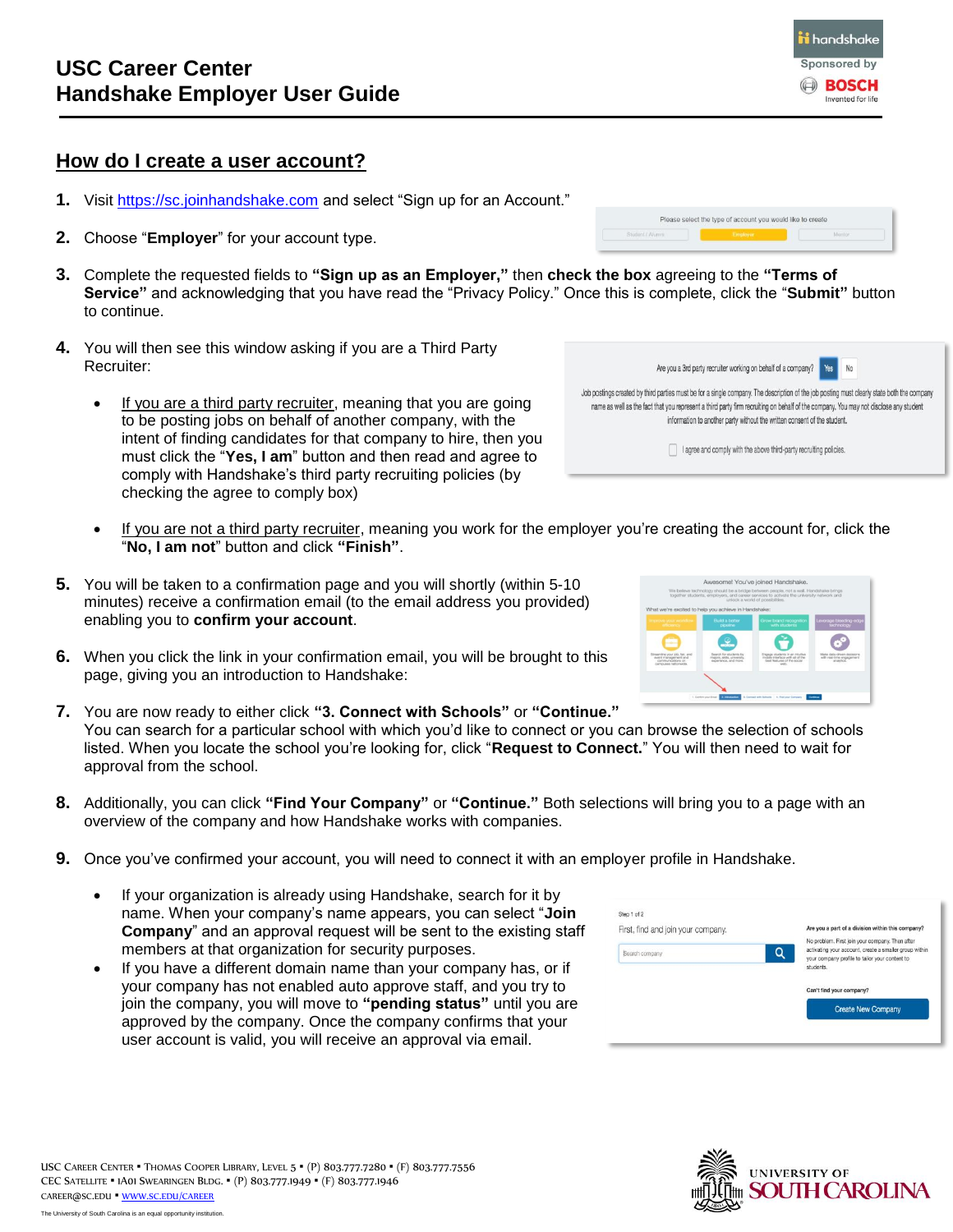# USC Career Center
# Handshake Employer User Guide

## How do I create a user account?

1. Visit https://sc.joinhandshake.com and select "Sign up for an Account."

2. Choose "**Employer**" for your account type.

3. Complete the requested fields to **"Sign up as an Employer,"** then **check the box** agreeing to the **"Terms of Service"** and acknowledging that you have read the "Privacy Policy." Once this is complete, click the "**Submit"** button to continue.

4. You will then see this window asking if you are a Third Party Recruiter:

   - If you are a third party recruiter, meaning that you are going to be posting jobs on behalf of another company, with the intent of finding candidates for that company to hire, then you must click the "**Yes, I am**" button and then read and agree to comply with Handshake's third party recruiting policies (by checking the agree to comply box)
   - If you are not a third party recruiter, meaning you work for the employer you're creating the account for, click the "**No, I am not**" button and click **"Finish"**.

5. You will be taken to a confirmation page and you will shortly (within 5-10 minutes) receive a confirmation email (to the email address you provided) enabling you to **confirm your account**.

6. When you click the link in your confirmation email, you will be brought to this page, giving you an introduction to Handshake:

7. You are now ready to either click **"3. Connect with Schools"** or **"Continue."** You can search for a particular school with which you'd like to connect or you can browse the selection of schools listed. When you locate the school you're looking for, click "**Request to Connect.**" You will then need to wait for approval from the school.

8. Additionally, you can click **"Find Your Company"** or **"Continue."** Both selections will bring you to a page with an overview of the company and how Handshake works with companies.

9. Once you've confirmed your account, you will need to connect it with an employer profile in Handshake.

   - If your organization is already using Handshake, search for it by name. When your company's name appears, you can select "**Join Company**" and an approval request will be sent to the existing staff members at that organization for security purposes.
   - If you have a different domain name than your company has, or if your company has not enabled auto approve staff, and you try to join the company, you will move to **"pending status"** until you are approved by the company. Once the company confirms that your user account is valid, you will receive an approval via email.

USC Career Center ▪ Thomas Cooper Library, Level 5 ▪ (P) 803.777.7280 ▪ (F) 803.777.7556
CEC Satellite ▪ 1A01 Swearingen Bldg. ▪ (P) 803.777.1949 ▪ (F) 803.777.1946
career@sc.edu ▪ www.sc.edu/career

The University of South Carolina is an equal opportunity institution.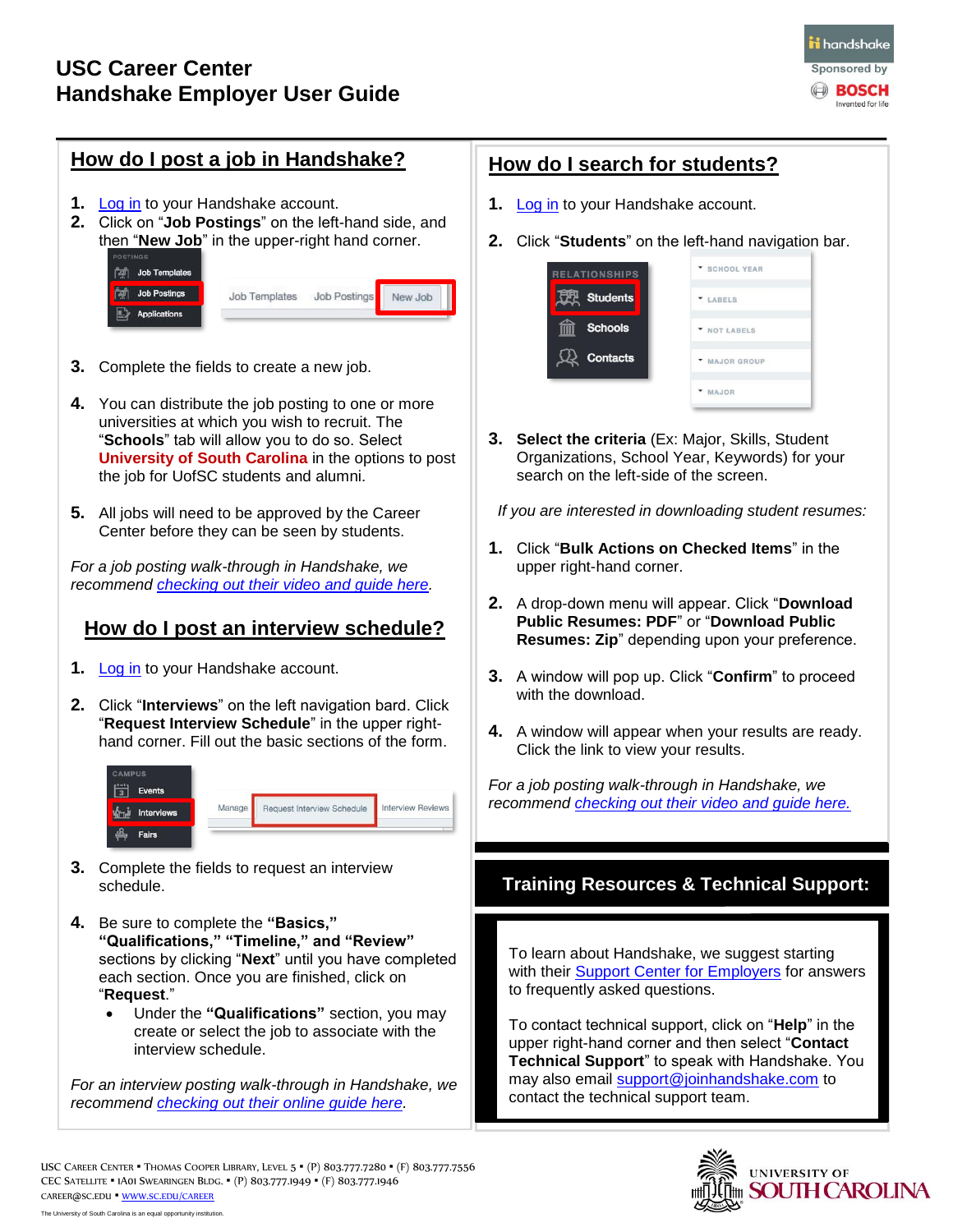# USC Career Center
# Handshake Employer User Guide

## How do I post a job in Handshake?

1. Log in to your Handshake account.
2. Click on "**Job Postings**" on the left-hand side, and then "**New Job**" in the upper-right hand corner.
3. Complete the fields to create a new job.
4. You can distribute the job posting to one or more universities at which you wish to recruit. The "**Schools**" tab will allow you to do so. Select **University of South Carolina** in the options to post the job for UofSC students and alumni.
5. All jobs will need to be approved by the Career Center before they can be seen by students.

*For a job posting walk-through in Handshake, we recommend checking out their video and guide here.*

## How do I post an interview schedule?

1. Log in to your Handshake account.
2. Click "**Interviews**" on the left navigation bard. Click "**Request Interview Schedule**" in the upper right-hand corner. Fill out the basic sections of the form.
3. Complete the fields to request an interview schedule.
4. Be sure to complete the **"Basics," "Qualifications," "Timeline," and "Review"** sections by clicking "**Next**" until you have completed each section. Once you are finished, click on "**Request**."
   - Under the **"Qualifications"** section, you may create or select the job to associate with the interview schedule.

*For an interview posting walk-through in Handshake, we recommend checking out their online guide here.*

## How do I search for students?

1. Log in to your Handshake account.
2. Click "**Students**" on the left-hand navigation bar.
3. **Select the criteria** (Ex: Major, Skills, Student Organizations, School Year, Keywords) for your search on the left-side of the screen.

*If you are interested in downloading student resumes:*

1. Click "**Bulk Actions on Checked Items**" in the upper right-hand corner.
2. A drop-down menu will appear. Click "**Download Public Resumes: PDF**" or "**Download Public Resumes: Zip**" depending upon your preference.
3. A window will pop up. Click "**Confirm**" to proceed with the download.
4. A window will appear when your results are ready. Click the link to view your results.

*For a job posting walk-through in Handshake, we recommend checking out their video and guide here.*

## Training Resources & Technical Support:

To learn about Handshake, we suggest starting with their Support Center for Employers for answers to frequently asked questions.

To contact technical support, click on "**Help**" in the upper right-hand corner and then select "**Contact Technical Support**" to speak with Handshake. You may also email support@joinhandshake.com to contact the technical support team.

USC Career Center ▪ Thomas Cooper Library, Level 5 ▪ (P) 803.777.7280 ▪ (F) 803.777.7556
CEC Satellite ▪ 1A01 Swearingen Bldg. ▪ (P) 803.777.1949 ▪ (F) 803.777.1946
career@sc.edu ▪ www.sc.edu/career

The University of South Carolina is an equal opportunity institution.